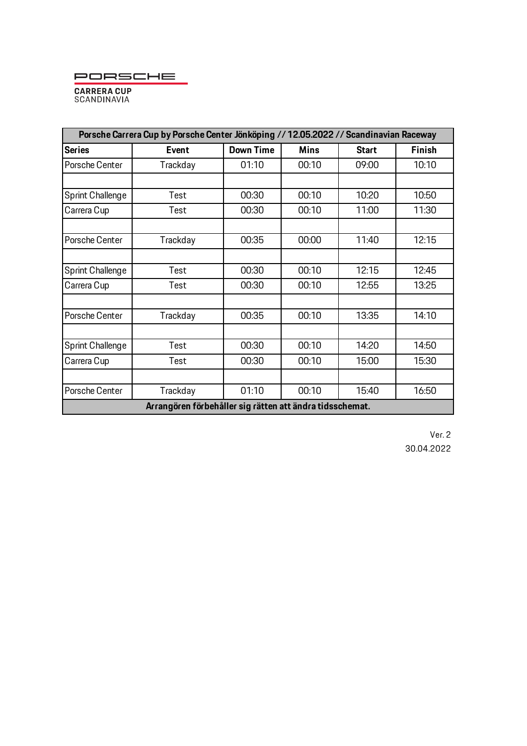PORSCHE

**CARRERA CUP**
SCANDINAVIA

| Porsche Carrera Cup by Porsche Center Jönköping // 12.05.2022 // Scandinavian Raceway | | | | | |
|---|---|---|---|---|---|
| **Series** | **Event** | **Down Time** | **Mins** | **Start** | **Finish** |
| Porsche Center | Trackday | 01:10 | 00:10 | 09:00 | 10:10 |
| | | | | | |
| Sprint Challenge | Test | 00:30 | 00:10 | 10:20 | 10:50 |
| Carrera Cup | Test | 00:30 | 00:10 | 11:00 | 11:30 |
| | | | | | |
| Porsche Center | Trackday | 00:35 | 00:00 | 11:40 | 12:15 |
| | | | | | |
| Sprint Challenge | Test | 00:30 | 00:10 | 12:15 | 12:45 |
| Carrera Cup | Test | 00:30 | 00:10 | 12:55 | 13:25 |
| | | | | | |
| Porsche Center | Trackday | 00:35 | 00:10 | 13:35 | 14:10 |
| | | | | | |
| Sprint Challenge | Test | 00:30 | 00:10 | 14:20 | 14:50 |
| Carrera Cup | Test | 00:30 | 00:10 | 15:00 | 15:30 |
| | | | | | |
| Porsche Center | Trackday | 01:10 | 00:10 | 15:40 | 16:50 |
| **Arrangören förbehåller sig rätten att ändra tidsschemat.** | | | | | |

Ver. 2
30.04.2022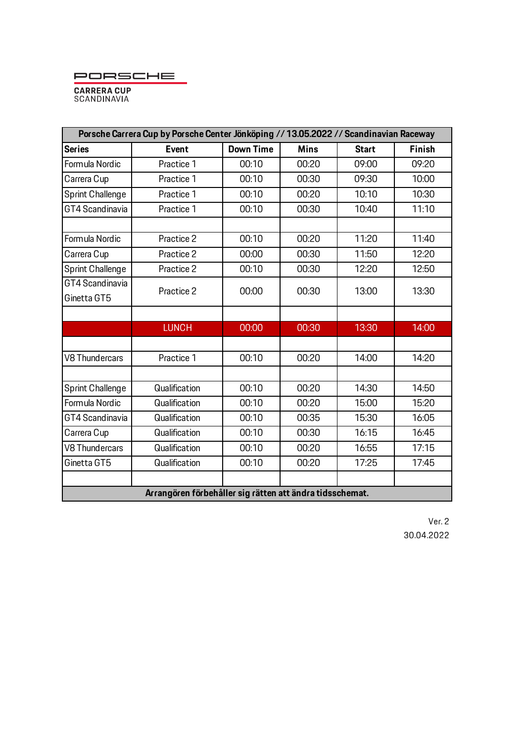PORSCHE

CARRERA CUP
SCANDINAVIA

| Porsche Carrera Cup by Porsche Center Jönköping // 13.05.2022 // Scandinavian Raceway | | | | | |
|---|---|---|---|---|---|
| **Series** | **Event** | **Down Time** | **Mins** | **Start** | **Finish** |
| Formula Nordic | Practice 1 | 00:10 | 00:20 | 09:00 | 09:20 |
| Carrera Cup | Practice 1 | 00:10 | 00:30 | 09:30 | 10:00 |
| Sprint Challenge | Practice 1 | 00:10 | 00:20 | 10:10 | 10:30 |
| GT4 Scandinavia | Practice 1 | 00:10 | 00:30 | 10:40 | 11:10 |
| | | | | | |
| Formula Nordic | Practice 2 | 00:10 | 00:20 | 11:20 | 11:40 |
| Carrera Cup | Practice 2 | 00:00 | 00:30 | 11:50 | 12:20 |
| Sprint Challenge | Practice 2 | 00:10 | 00:30 | 12:20 | 12:50 |
| GT4 Scandinavia<br>Ginetta GT5 | Practice 2 | 00:00 | 00:30 | 13:00 | 13:30 |
| | | | | | |
| | LUNCH | 00:00 | 00:30 | 13:30 | 14:00 |
| | | | | | |
| V8 Thundercars | Practice 1 | 00:10 | 00:20 | 14:00 | 14:20 |
| | | | | | |
| Sprint Challenge | Qualification | 00:10 | 00:20 | 14:30 | 14:50 |
| Formula Nordic | Qualification | 00:10 | 00:20 | 15:00 | 15:20 |
| GT4 Scandinavia | Qualification | 00:10 | 00:35 | 15:30 | 16:05 |
| Carrera Cup | Qualification | 00:10 | 00:30 | 16:15 | 16:45 |
| V8 Thundercars | Qualification | 00:10 | 00:20 | 16:55 | 17:15 |
| Ginetta GT5 | Qualification | 00:10 | 00:20 | 17:25 | 17:45 |
| | | | | | |
| **Arrangören förbehåller sig rätten att ändra tidsschemat.** | | | | | |

Ver. 2
30.04.2022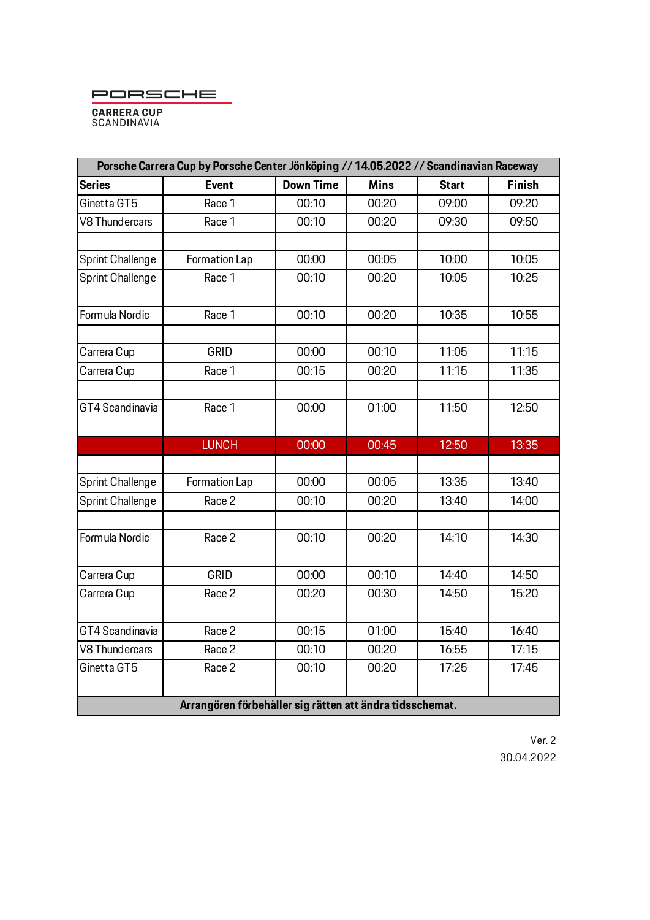PORSCHE

CARRERA CUP
SCANDINAVIA

| Porsche Carrera Cup by Porsche Center Jönköping // 14.05.2022 // Scandinavian Raceway | | | | | |
|---|---|---|---|---|---|
| **Series** | **Event** | **Down Time** | **Mins** | **Start** | **Finish** |
| Ginetta GT5 | Race 1 | 00:10 | 00:20 | 09:00 | 09:20 |
| V8 Thundercars | Race 1 | 00:10 | 00:20 | 09:30 | 09:50 |
| | | | | | |
| Sprint Challenge | Formation Lap | 00:00 | 00:05 | 10:00 | 10:05 |
| Sprint Challenge | Race 1 | 00:10 | 00:20 | 10:05 | 10:25 |
| | | | | | |
| Formula Nordic | Race 1 | 00:10 | 00:20 | 10:35 | 10:55 |
| | | | | | |
| Carrera Cup | GRID | 00:00 | 00:10 | 11:05 | 11:15 |
| Carrera Cup | Race 1 | 00:15 | 00:20 | 11:15 | 11:35 |
| | | | | | |
| GT4 Scandinavia | Race 1 | 00:00 | 01:00 | 11:50 | 12:50 |
| | | | | | |
| | LUNCH | 00:00 | 00:45 | 12:50 | 13:35 |
| | | | | | |
| Sprint Challenge | Formation Lap | 00:00 | 00:05 | 13:35 | 13:40 |
| Sprint Challenge | Race 2 | 00:10 | 00:20 | 13:40 | 14:00 |
| | | | | | |
| Formula Nordic | Race 2 | 00:10 | 00:20 | 14:10 | 14:30 |
| | | | | | |
| Carrera Cup | GRID | 00:00 | 00:10 | 14:40 | 14:50 |
| Carrera Cup | Race 2 | 00:20 | 00:30 | 14:50 | 15:20 |
| | | | | | |
| GT4 Scandinavia | Race 2 | 00:15 | 01:00 | 15:40 | 16:40 |
| V8 Thundercars | Race 2 | 00:10 | 00:20 | 16:55 | 17:15 |
| Ginetta GT5 | Race 2 | 00:10 | 00:20 | 17:25 | 17:45 |
| | | | | | |
| **Arrangören förbehåller sig rätten att ändra tidsschemat.** | | | | | |

Ver. 2
30.04.2022